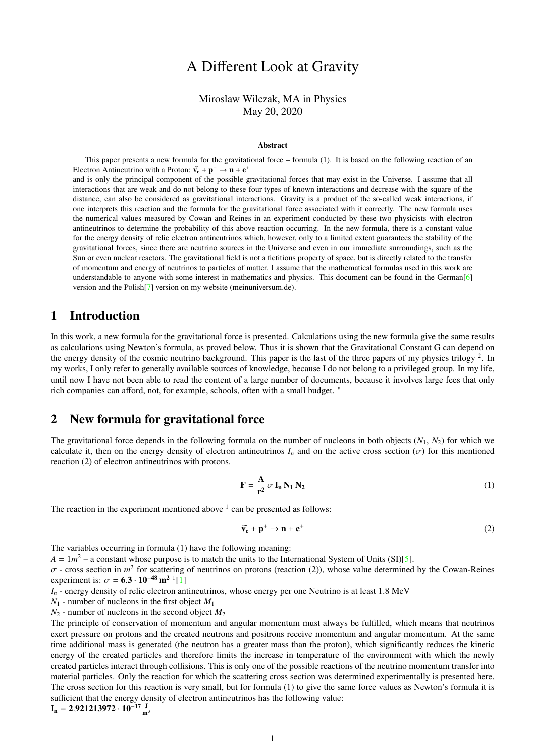# A Different Look at Gravity

Miroslaw Wilczak, MA in Physics
May 20, 2020

### Abstract

This paper presents a new formula for the gravitational force – formula (1). It is based on the following reaction of an Electron Antineutrino with a Proton: $\tilde{\mathbf{v}}_\mathbf{e} + \mathbf{p}^+ \rightarrow \mathbf{n} + \mathbf{e}^+$
and is only the principal component of the possible gravitational forces that may exist in the Universe. I assume that all interactions that are weak and do not belong to these four types of known interactions and decrease with the square of the distance, can also be considered as gravitational interactions. Gravity is a product of the so-called weak interactions, if one interprets this reaction and the formula for the gravitational force associated with it correctly. The new formula uses the numerical values measured by Cowan and Reines in an experiment conducted by these two physicists with electron antineutrinos to determine the probability of this above reaction occurring. In the new formula, there is a constant value for the energy density of relic electron antineutrinos which, however, only to a limited extent guarantees the stability of the gravitational forces, since there are neutrino sources in the Universe and even in our immediate surroundings, such as the Sun or even nuclear reactors. The gravitational field is not a fictitious property of space, but is directly related to the transfer of momentum and energy of neutrinos to particles of matter. I assume that the mathematical formulas used in this work are understandable to anyone with some interest in mathematics and physics. This document can be found in the German[6] version and the Polish[7] version on my website (meinuniversum.de).

## 1 Introduction

In this work, a new formula for the gravitational force is presented. Calculations using the new formula give the same results as calculations using Newton's formula, as proved below. Thus it is shown that the Gravitational Constant G can depend on the energy density of the cosmic neutrino background. This paper is the last of the three papers of my physics trilogy [2]. In my works, I only refer to generally available sources of knowledge, because I do not belong to a privileged group. In my life, until now I have not been able to read the content of a large number of documents, because it involves large fees that only rich companies can afford, not, for example, schools, often with a small budget. "

## 2 New formula for gravitational force

The gravitational force depends in the following formula on the number of nucleons in both objects ($N_1$, $N_2$) for which we calculate it, then on the energy density of electron antineutrinos $I_n$ and on the active cross section ($\sigma$) for this mentioned reaction (2) of electron antineutrinos with protons.

$$\mathbf{F} = \frac{\mathbf{A}}{\mathbf{r^2}}\,\sigma\,\mathbf{I_n}\,\mathbf{N_1}\,\mathbf{N_2} \tag{1}$$

The reaction in the experiment mentioned above [1] can be presented as follows:

$$\widetilde{\mathbf{v}}_\mathbf{e} + \mathbf{p}^+ \rightarrow \mathbf{n} + \mathbf{e}^+ \tag{2}$$

The variables occurring in formula (1) have the following meaning:
$A = 1m^2$ – a constant whose purpose is to match the units to the International System of Units (SI)[5].
$\sigma$ - cross section in $m^2$ for scattering of neutrinos on protons (reaction (2)), whose value determined by the Cowan-Reines experiment is: $\sigma = \mathbf{6.3 \cdot 10^{-48}\,m^2}$ [1][1]
$I_n$ - energy density of relic electron antineutrinos, whose energy per one Neutrino is at least 1.8 MeV
$N_1$ - number of nucleons in the first object $M_1$
$N_2$ - number of nucleons in the second object $M_2$
The principle of conservation of momentum and angular momentum must always be fulfilled, which means that neutrinos exert pressure on protons and the created neutrons and positrons receive momentum and angular momentum. At the same time additional mass is generated (the neutron has a greater mass than the proton), which significantly reduces the kinetic energy of the created particles and therefore limits the increase in temperature of the environment with which the newly created particles interact through collisions. This is only one of the possible reactions of the neutrino momentum transfer into material particles. Only the reaction for which the scattering cross section was determined experimentally is presented here. The cross section for this reaction is very small, but for formula (1) to give the same force values as Newton's formula it is sufficient that the energy density of electron antineutrinos has the following value:
$\mathbf{I_n = 2.921213972 \cdot 10^{-17}\,\frac{J}{m^3}}$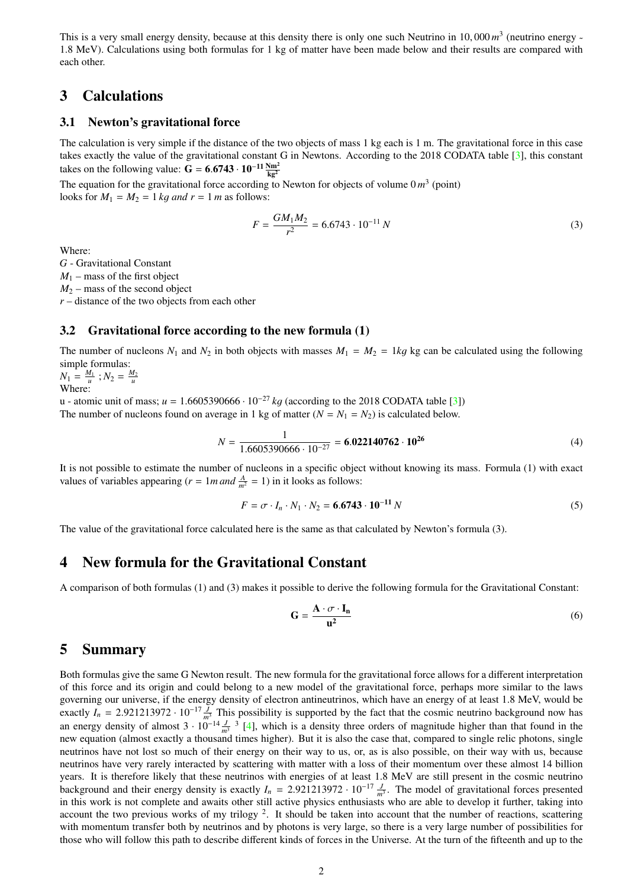This is a very small energy density, because at this density there is only one such Neutrino in $10,000\,m^3$ (neutrino energy ~ 1.8 MeV). Calculations using both formulas for 1 kg of matter have been made below and their results are compared with each other.

## 3 Calculations

### 3.1 Newton's gravitational force

The calculation is very simple if the distance of the two objects of mass 1 kg each is 1 m. The gravitational force in this case takes exactly the value of the gravitational constant G in Newtons. According to the 2018 CODATA table [3], this constant takes on the following value: $\mathbf{G = 6.6743 \cdot 10^{-11} \frac{Nm^2}{kg^2}}$

The equation for the gravitational force according to Newton for objects of volume $0\,m^3$ (point) looks for $M_1 = M_2 = 1\,kg$ *and* $r = 1\,m$ as follows:

$$F = \frac{GM_1M_2}{r^2} = 6.6743 \cdot 10^{-11}\,N \tag{3}$$

Where:
$G$ - Gravitational Constant
$M_1$ – mass of the first object
$M_2$ – mass of the second object
$r$ – distance of the two objects from each other

### 3.2 Gravitational force according to the new formula (1)

The number of nucleons $N_1$ and $N_2$ in both objects with masses $M_1 = M_2 = 1kg$ kg can be calculated using the following simple formulas:
$N_1 = \frac{M_1}{u}$ ; $N_2 = \frac{M_2}{u}$
Where:
u - atomic unit of mass; $u = 1.6605390666 \cdot 10^{-27}\,kg$ (according to the 2018 CODATA table [3])
The number of nucleons found on average in 1 kg of matter ($N = N_1 = N_2$) is calculated below.

$$N = \frac{1}{1.6605390666 \cdot 10^{-27}} = \mathbf{6.022140762 \cdot 10^{26}} \tag{4}$$

It is not possible to estimate the number of nucleons in a specific object without knowing its mass. Formula (1) with exact values of variables appearing ($r = 1m$ *and* $\frac{A}{m^2} = 1$) in it looks as follows:

$$F = \sigma \cdot I_n \cdot N_1 \cdot N_2 = \mathbf{6.6743 \cdot 10^{-11}}\,N \tag{5}$$

The value of the gravitational force calculated here is the same as that calculated by Newton's formula (3).

## 4 New formula for the Gravitational Constant

A comparison of both formulas (1) and (3) makes it possible to derive the following formula for the Gravitational Constant:

$$\mathbf{G = \frac{A \cdot \sigma \cdot I_n}{u^2}} \tag{6}$$

## 5 Summary

Both formulas give the same G Newton result. The new formula for the gravitational force allows for a different interpretation of this force and its origin and could belong to a new model of the gravitational force, perhaps more similar to the laws governing our universe, if the energy density of electron antineutrinos, which have an energy of at least 1.8 MeV, would be exactly $I_n = 2.921213972 \cdot 10^{-17} \frac{J}{m^3}$ This possibility is supported by the fact that the cosmic neutrino background now has an energy density of almost $3 \cdot 10^{-14} \frac{J}{m^3}$ [3] [4], which is a density three orders of magnitude higher than that found in the new equation (almost exactly a thousand times higher). But it is also the case that, compared to single relic photons, single neutrinos have not lost so much of their energy on their way to us, or, as is also possible, on their way with us, because neutrinos have very rarely interacted by scattering with matter with a loss of their momentum over these almost 14 billion years. It is therefore likely that these neutrinos with energies of at least 1.8 MeV are still present in the cosmic neutrino background and their energy density is exactly $I_n = 2.921213972 \cdot 10^{-17} \frac{J}{m^3}$. The model of gravitational forces presented in this work is not complete and awaits other still active physics enthusiasts who are able to develop it further, taking into account the two previous works of my trilogy [2]. It should be taken into account that the number of reactions, scattering with momentum transfer both by neutrinos and by photons is very large, so there is a very large number of possibilities for those who will follow this path to describe different kinds of forces in the Universe. At the turn of the fifteenth and up to the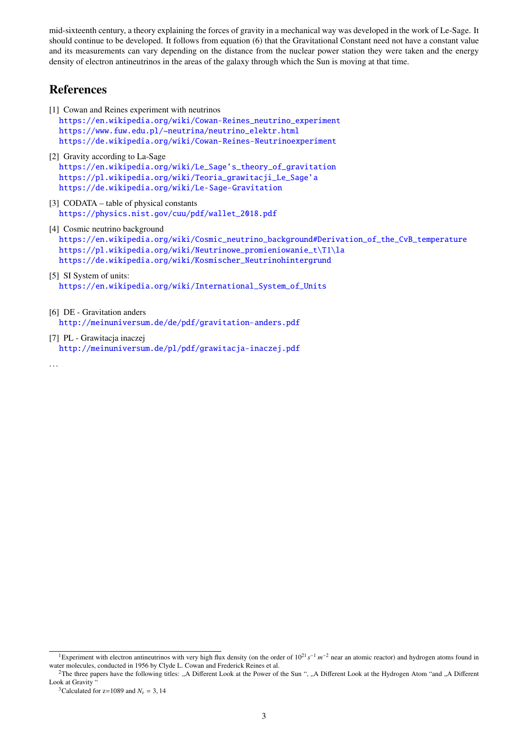mid-sixteenth century, a theory explaining the forces of gravity in a mechanical way was developed in the work of Le-Sage. It should continue to be developed. It follows from equation (6) that the Gravitational Constant need not have a constant value and its measurements can vary depending on the distance from the nuclear power station they were taken and the energy density of electron antineutrinos in the areas of the galaxy through which the Sun is moving at that time.

## References

[1] Cowan and Reines experiment with neutrinos
https://en.wikipedia.org/wiki/Cowan-Reines_neutrino_experiment
https://www.fuw.edu.pl/~neutrina/neutrino_elektr.html
https://de.wikipedia.org/wiki/Cowan-Reines-Neutrinoexperiment

[2] Gravity according to La-Sage
https://en.wikipedia.org/wiki/Le_Sage's_theory_of_gravitation
https://pl.wikipedia.org/wiki/Teoria_grawitacji_Le_Sage'a
https://de.wikipedia.org/wiki/Le-Sage-Gravitation

[3] CODATA – table of physical constants
https://physics.nist.gov/cuu/pdf/wallet_2018.pdf

[4] Cosmic neutrino background
https://en.wikipedia.org/wiki/Cosmic_neutrino_background#Derivation_of_the_CvB_temperature
https://pl.wikipedia.org/wiki/Neutrinowe_promieniowanie_t\T1\la
https://de.wikipedia.org/wiki/Kosmischer_Neutrinohintergrund

[5] SI System of units:
https://en.wikipedia.org/wiki/International_System_of_Units

[6] DE - Gravitation anders
http://meinuniversum.de/de/pdf/gravitation-anders.pdf

[7] PL - Grawitacja inaczej
http://meinuniversum.de/pl/pdf/grawitacja-inaczej.pdf

...

---

[1] Experiment with electron antineutrinos with very high flux density (on the order of $10^{21} s^{-1} m^{-2}$ near an atomic reactor) and hydrogen atoms found in water molecules, conducted in 1956 by Clyde L. Cowan and Frederick Reines et al.

[2] The three papers have the following titles: „A Different Look at the Power of the Sun ", „A Different Look at the Hydrogen Atom "and „A Different Look at Gravity "

[3] Calculated for z=1089 and $N_{\nu} = 3,14$